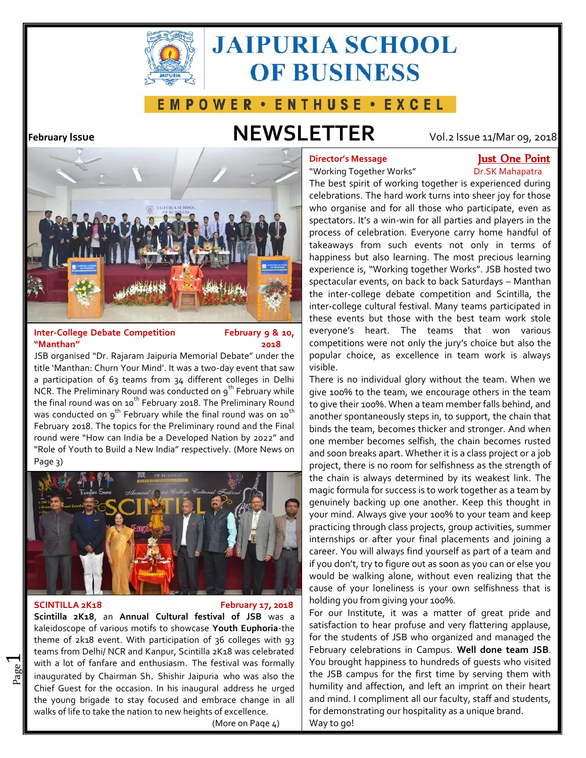# JAIPURIA SCHOOL OF BUSINESS

EMPOWER • ENTHUSE • EXCEL

**February Issue**

# NEWSLETTER

Vol.2 Issue 11/Mar 09, 2018

### Inter-College Debate Competition "Manthan"

**February 9 & 10, 2018**

JSB organised "Dr. Rajaram Jaipuria Memorial Debate" under the title 'Manthan: Churn Your Mind'. It was a two-day event that saw a participation of 63 teams from 34 different colleges in Delhi NCR. The Preliminary Round was conducted on 9th February while the final round was on 10th February 2018. The Preliminary Round was conducted on 9th February while the final round was on 10th February 2018. The topics for the Preliminary round and the Final round were "How can India be a Developed Nation by 2022" and "Role of Youth to Build a New India" respectively. (More News on Page 3)

### SCINTILLA 2K18

**February 17, 2018**

**Scintilla 2K18**, an **Annual Cultural festival of JSB** was a kaleidoscope of various motifs to showcase **Youth Euphoria**-the theme of 2k18 event. With participation of 36 colleges with 93 teams from Delhi/ NCR and Kanpur, Scintilla 2K18 was celebrated with a lot of fanfare and enthusiasm. The festival was formally inaugurated by Chairman Sh. Shishir Jaipuria who was also the Chief Guest for the occasion. In his inaugural address he urged the young brigade to stay focused and embrace change in all walks of life to take the nation to new heights of excellence.

(More on Page 4)

### Director's Message

**Just One Point**

"Working Together Works"

Dr.SK Mahapatra

The best spirit of working together is experienced during celebrations. The hard work turns into sheer joy for those who organise and for all those who participate, even as spectators. It's a win-win for all parties and players in the process of celebration. Everyone carry home handful of takeaways from such events not only in terms of happiness but also learning. The most precious learning experience is, "Working together Works". JSB hosted two spectacular events, on back to back Saturdays – Manthan the inter-college debate competition and Scintilla, the inter-college cultural festival. Many teams participated in these events but those with the best team work stole everyone's heart. The teams that won various competitions were not only the jury's choice but also the popular choice, as excellence in team work is always visible.

There is no individual glory without the team. When we give 100% to the team, we encourage others in the team to give their 100%. When a team member falls behind, and another spontaneously steps in, to support, the chain that binds the team, becomes thicker and stronger. And when one member becomes selfish, the chain becomes rusted and soon breaks apart. Whether it is a class project or a job project, there is no room for selfishness as the strength of the chain is always determined by its weakest link. The magic formula for success is to work together as a team by genuinely backing up one another. Keep this thought in your mind. Always give your 100% to your team and keep practicing through class projects, group activities, summer internships or after your final placements and joining a career. You will always find yourself as part of a team and if you don't, try to figure out as soon as you can or else you would be walking alone, without even realizing that the cause of your loneliness is your own selfishness that is holding you from giving your 100%.

For our Institute, it was a matter of great pride and satisfaction to hear profuse and very flattering applause, for the students of JSB who organized and managed the February celebrations in Campus. **Well done team JSB**. You brought happiness to hundreds of guests who visited the JSB campus for the first time by serving them with humility and affection, and left an imprint on their heart and mind. I compliment all our faculty, staff and students, for demonstrating our hospitality as a unique brand.

Way to go!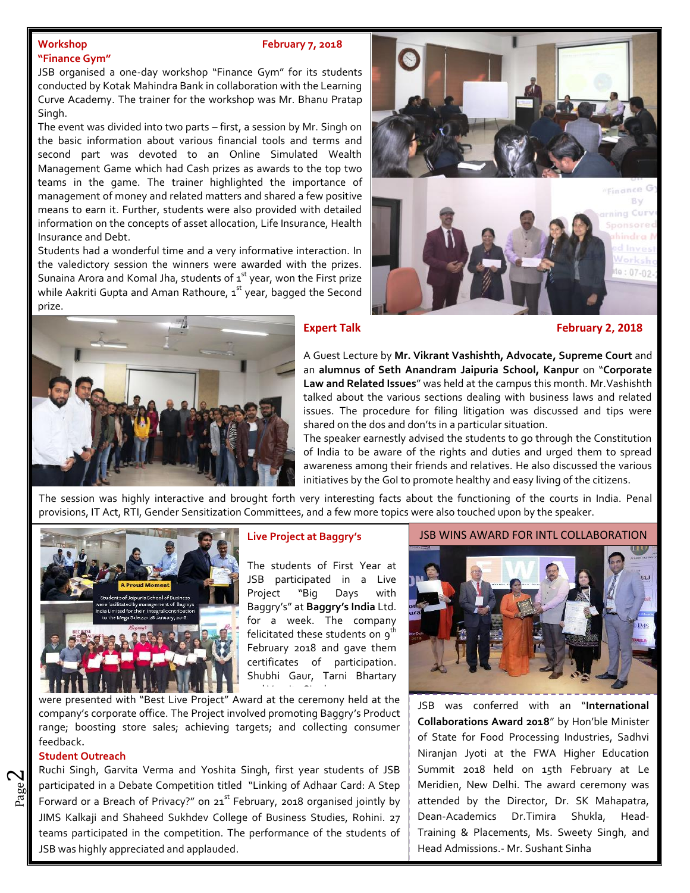## Workshop — February 7, 2018

### "Finance Gym"

JSB organised a one-day workshop "Finance Gym" for its students conducted by Kotak Mahindra Bank in collaboration with the Learning Curve Academy. The trainer for the workshop was Mr. Bhanu Pratap Singh.

The event was divided into two parts – first, a session by Mr. Singh on the basic information about various financial tools and terms and second part was devoted to an Online Simulated Wealth Management Game which had Cash prizes as awards to the top two teams in the game. The trainer highlighted the importance of management of money and related matters and shared a few positive means to earn it. Further, students were also provided with detailed information on the concepts of asset allocation, Life Insurance, Health Insurance and Debt.

Students had a wonderful time and a very informative interaction. In the valedictory session the winners were awarded with the prizes. Sunaina Arora and Komal Jha, students of 1st year, won the First prize while Aakriti Gupta and Aman Rathoure, 1st year, bagged the Second prize.

## Expert Talk — February 2, 2018

A Guest Lecture by **Mr. Vikrant Vashishth, Advocate, Supreme Court** and an **alumnus of Seth Anandram Jaipuria School, Kanpur** on "**Corporate Law and Related Issues**" was held at the campus this month. Mr.Vashishth talked about the various sections dealing with business laws and related issues. The procedure for filing litigation was discussed and tips were shared on the dos and don'ts in a particular situation.

The speaker earnestly advised the students to go through the Constitution of India to be aware of the rights and duties and urged them to spread awareness among their friends and relatives. He also discussed the various initiatives by the GoI to promote healthy and easy living of the citizens.

The session was highly interactive and brought forth very interesting facts about the functioning of the courts in India. Penal provisions, IT Act, RTI, Gender Sensitization Committees, and a few more topics were also touched upon by the speaker.

## Live Project at Baggry's

The students of First Year at JSB participated in a Live Project "Big Days with Baggry's" at **Baggry's India** Ltd. for a week. The company felicitated these students on 9th February 2018 and gave them certificates of participation. Shubhi Gaur, Tarni Bhartary and Harshit Singh were presented with "Best Live Project" Award at the ceremony held at the company's corporate office. The Project involved promoting Baggry's Product range; boosting store sales; achieving targets; and collecting consumer feedback.

## Student Outreach

Ruchi Singh, Garvita Verma and Yoshita Singh, first year students of JSB participated in a Debate Competition titled "Linking of Adhaar Card: A Step Forward or a Breach of Privacy?" on 21st February, 2018 organised jointly by JIMS Kalkaji and Shaheed Sukhdev College of Business Studies, Rohini. 27 teams participated in the competition. The performance of the students of JSB was highly appreciated and applauded.

## JSB WINS AWARD FOR INTL COLLABORATION

JSB was conferred with an "**International Collaborations Award 2018**" by Hon'ble Minister of State for Food Processing Industries, Sadhvi Niranjan Jyoti at the FWA Higher Education Summit 2018 held on 15th February at Le Meridien, New Delhi. The award ceremony was attended by the Director, Dr. SK Mahapatra, Dean-Academics Dr.Timira Shukla, Head-Training & Placements, Ms. Sweety Singh, and Head Admissions.- Mr. Sushant Sinha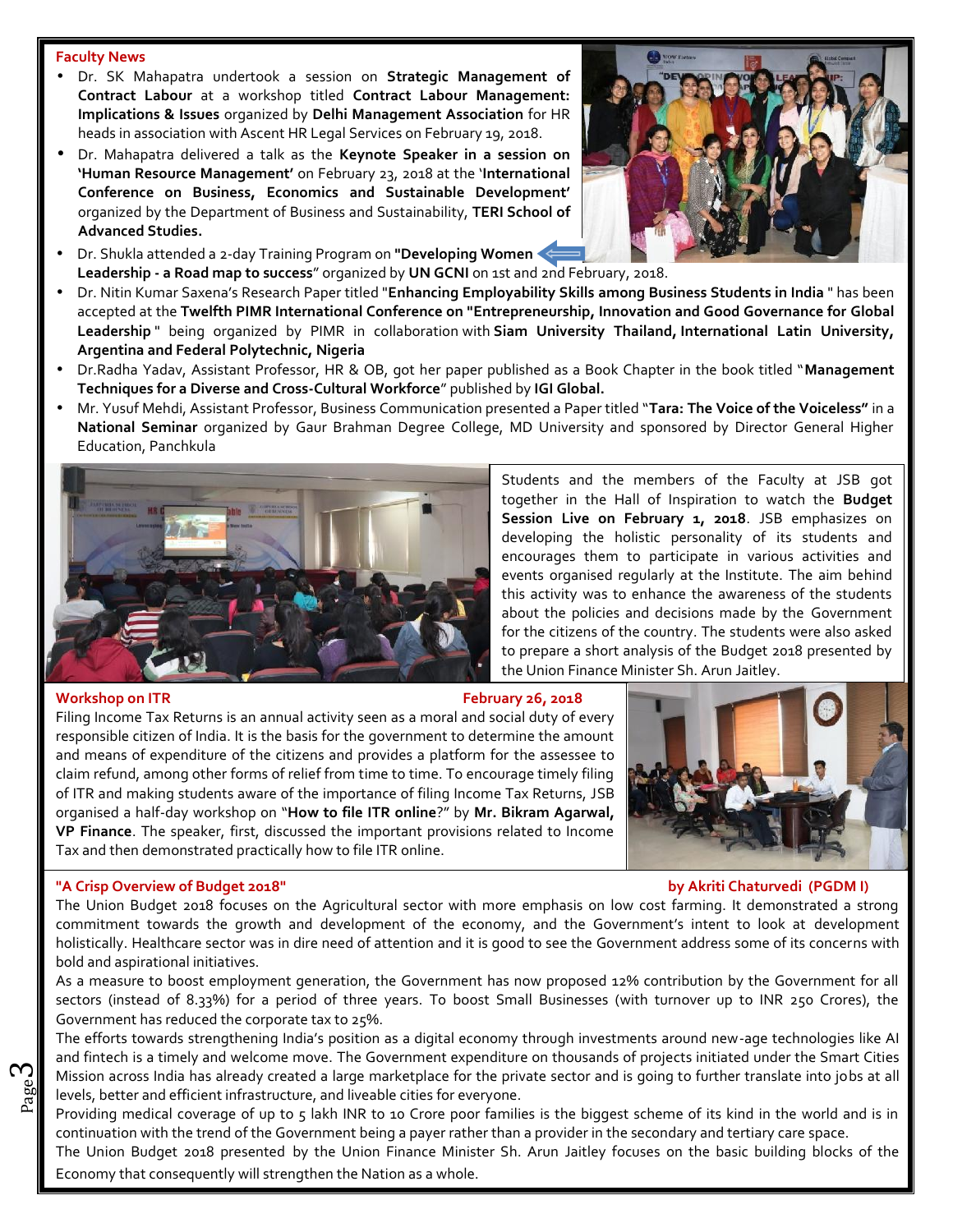## Faculty News

- Dr. SK Mahapatra undertook a session on **Strategic Management of Contract Labour** at a workshop titled **Contract Labour Management: Implications & Issues** organized by **Delhi Management Association** for HR heads in association with Ascent HR Legal Services on February 19, 2018.
- Dr. Mahapatra delivered a talk as the **Keynote Speaker in a session on 'Human Resource Management'** on February 23, 2018 at the '**International Conference on Business, Economics and Sustainable Development'** organized by the Department of Business and Sustainability, **TERI School of Advanced Studies.**
- Dr. Shukla attended a 2-day Training Program on **"Developing Women Leadership - a Road map to success**" organized by **UN GCNI** on 1st and 2nd February, 2018.
- Dr. Nitin Kumar Saxena's Research Paper titled "**Enhancing Employability Skills among Business Students in India** " has been accepted at the **Twelfth PIMR International Conference on "Entrepreneurship, Innovation and Good Governance for Global Leadership** " being organized by PIMR in collaboration with **Siam University Thailand, International Latin University, Argentina and Federal Polytechnic, Nigeria**
- Dr.Radha Yadav, Assistant Professor, HR & OB, got her paper published as a Book Chapter in the book titled "**Management Techniques for a Diverse and Cross-Cultural Workforce**" published by **IGI Global.**
- Mr. Yusuf Mehdi, Assistant Professor, Business Communication presented a Paper titled "**Tara: The Voice of the Voiceless"** in a **National Seminar** organized by Gaur Brahman Degree College, MD University and sponsored by Director General Higher Education, Panchkula

Students and the members of the Faculty at JSB got together in the Hall of Inspiration to watch the **Budget Session Live on February 1, 2018**. JSB emphasizes on developing the holistic personality of its students and encourages them to participate in various activities and events organised regularly at the Institute. The aim behind this activity was to enhance the awareness of the students about the policies and decisions made by the Government for the citizens of the country. The students were also asked to prepare a short analysis of the Budget 2018 presented by the Union Finance Minister Sh. Arun Jaitley.

## Workshop on ITR — February 26, 2018

Filing Income Tax Returns is an annual activity seen as a moral and social duty of every responsible citizen of India. It is the basis for the government to determine the amount and means of expenditure of the citizens and provides a platform for the assessee to claim refund, among other forms of relief from time to time. To encourage timely filing of ITR and making students aware of the importance of filing Income Tax Returns, JSB organised a half-day workshop on "**How to file ITR online**?" by **Mr. Bikram Agarwal, VP Finance**. The speaker, first, discussed the important provisions related to Income Tax and then demonstrated practically how to file ITR online.

## "A Crisp Overview of Budget 2018"

**by Akriti Chaturvedi (PGDM I)**

The Union Budget 2018 focuses on the Agricultural sector with more emphasis on low cost farming. It demonstrated a strong commitment towards the growth and development of the economy, and the Government's intent to look at development holistically. Healthcare sector was in dire need of attention and it is good to see the Government address some of its concerns with bold and aspirational initiatives.

As a measure to boost employment generation, the Government has now proposed 12% contribution by the Government for all sectors (instead of 8.33%) for a period of three years. To boost Small Businesses (with turnover up to INR 250 Crores), the Government has reduced the corporate tax to 25%.

The efforts towards strengthening India's position as a digital economy through investments around new-age technologies like AI and fintech is a timely and welcome move. The Government expenditure on thousands of projects initiated under the Smart Cities Mission across India has already created a large marketplace for the private sector and is going to further translate into jobs at all levels, better and efficient infrastructure, and liveable cities for everyone.

Providing medical coverage of up to 5 lakh INR to 10 Crore poor families is the biggest scheme of its kind in the world and is in continuation with the trend of the Government being a payer rather than a provider in the secondary and tertiary care space.

The Union Budget 2018 presented by the Union Finance Minister Sh. Arun Jaitley focuses on the basic building blocks of the Economy that consequently will strengthen the Nation as a whole.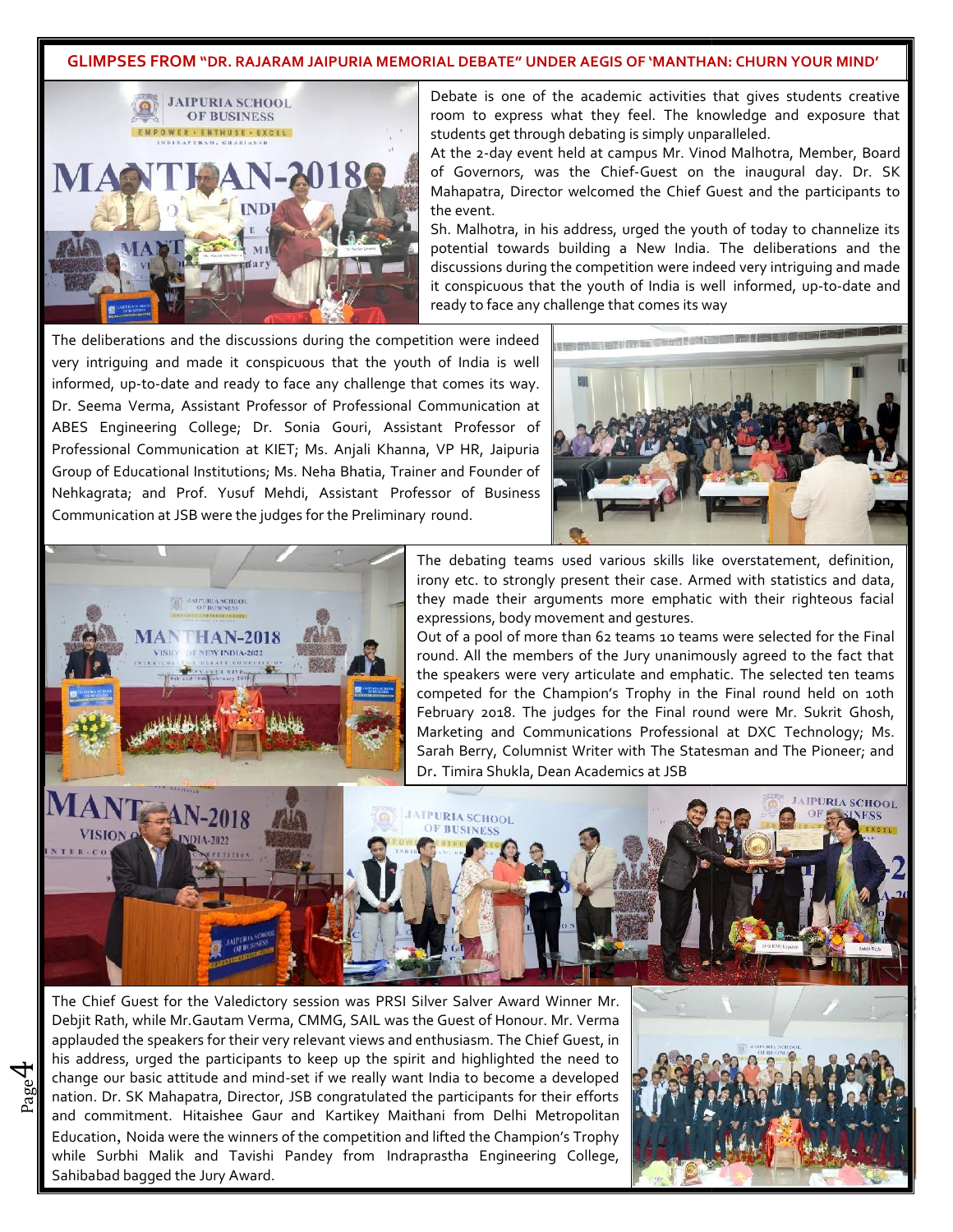## GLIMPSES FROM "DR. RAJARAM JAIPURIA MEMORIAL DEBATE" UNDER AEGIS OF 'MANTHAN: CHURN YOUR MIND'

Debate is one of the academic activities that gives students creative room to express what they feel. The knowledge and exposure that students get through debating is simply unparalleled.

At the 2-day event held at campus Mr. Vinod Malhotra, Member, Board of Governors, was the Chief-Guest on the inaugural day. Dr. SK Mahapatra, Director welcomed the Chief Guest and the participants to the event.

Sh. Malhotra, in his address, urged the youth of today to channelize its potential towards building a New India. The deliberations and the discussions during the competition were indeed very intriguing and made it conspicuous that the youth of India is well informed, up-to-date and ready to face any challenge that comes its way

The deliberations and the discussions during the competition were indeed very intriguing and made it conspicuous that the youth of India is well informed, up-to-date and ready to face any challenge that comes its way. Dr. Seema Verma, Assistant Professor of Professional Communication at ABES Engineering College; Dr. Sonia Gouri, Assistant Professor of Professional Communication at KIET; Ms. Anjali Khanna, VP HR, Jaipuria Group of Educational Institutions; Ms. Neha Bhatia, Trainer and Founder of Nehkagrata; and Prof. Yusuf Mehdi, Assistant Professor of Business Communication at JSB were the judges for the Preliminary round.

The debating teams used various skills like overstatement, definition, irony etc. to strongly present their case. Armed with statistics and data, they made their arguments more emphatic with their righteous facial expressions, body movement and gestures.

Out of a pool of more than 62 teams 10 teams were selected for the Final round. All the members of the Jury unanimously agreed to the fact that the speakers were very articulate and emphatic. The selected ten teams competed for the Champion's Trophy in the Final round held on 10th February 2018. The judges for the Final round were Mr. Sukrit Ghosh, Marketing and Communications Professional at DXC Technology; Ms. Sarah Berry, Columnist Writer with The Statesman and The Pioneer; and Dr. Timira Shukla, Dean Academics at JSB

The Chief Guest for the Valedictory session was PRSI Silver Salver Award Winner Mr. Debjit Rath, while Mr.Gautam Verma, CMMG, SAIL was the Guest of Honour. Mr. Verma applauded the speakers for their very relevant views and enthusiasm. The Chief Guest, in his address, urged the participants to keep up the spirit and highlighted the need to change our basic attitude and mind-set if we really want India to become a developed nation. Dr. SK Mahapatra, Director, JSB congratulated the participants for their efforts and commitment. Hitaishee Gaur and Kartikey Maithani from Delhi Metropolitan Education, Noida were the winners of the competition and lifted the Champion's Trophy while Surbhi Malik and Tavishi Pandey from Indraprastha Engineering College, Sahibabad bagged the Jury Award.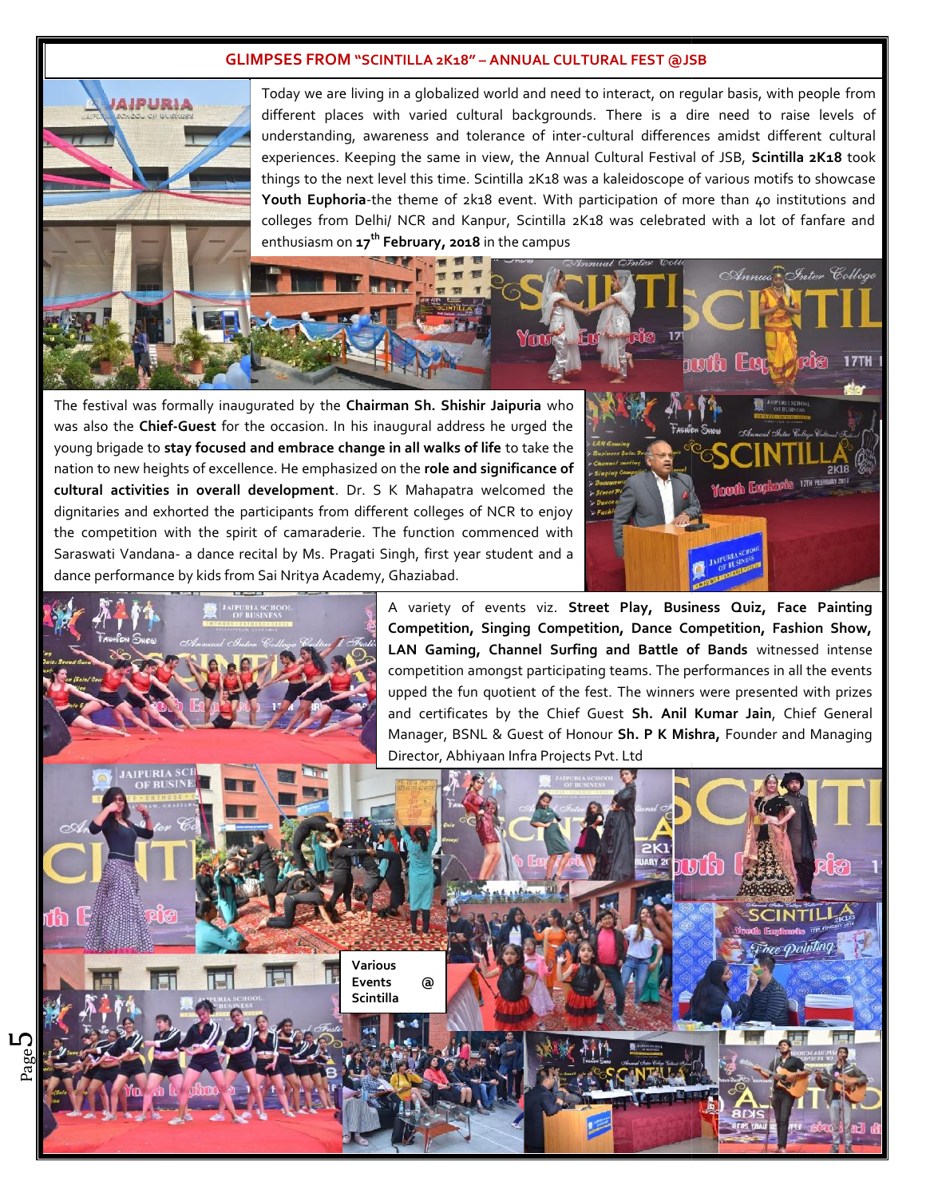## GLIMPSES FROM "SCINTILLA 2K18" – ANNUAL CULTURAL FEST @JSB

Today we are living in a globalized world and need to interact, on regular basis, with people from different places with varied cultural backgrounds. There is a dire need to raise levels of understanding, awareness and tolerance of inter-cultural differences amidst different cultural experiences. Keeping the same in view, the Annual Cultural Festival of JSB, **Scintilla 2K18** took things to the next level this time. Scintilla 2K18 was a kaleidoscope of various motifs to showcase **Youth Euphoria**-the theme of 2k18 event. With participation of more than 40 institutions and colleges from Delhi/ NCR and Kanpur, Scintilla 2K18 was celebrated with a lot of fanfare and enthusiasm on **17th February, 2018** in the campus

The festival was formally inaugurated by the **Chairman Sh. Shishir Jaipuria** who was also the **Chief-Guest** for the occasion. In his inaugural address he urged the young brigade to **stay focused and embrace change in all walks of life** to take the nation to new heights of excellence. He emphasized on the **role and significance of cultural activities in overall development**. Dr. S K Mahapatra welcomed the dignitaries and exhorted the participants from different colleges of NCR to enjoy the competition with the spirit of camaraderie. The function commenced with Saraswati Vandana- a dance recital by Ms. Pragati Singh, first year student and a dance performance by kids from Sai Nritya Academy, Ghaziabad.

A variety of events viz. **Street Play, Business Quiz, Face Painting Competition, Singing Competition, Dance Competition, Fashion Show, LAN Gaming, Channel Surfing and Battle of Bands** witnessed intense competition amongst participating teams. The performances in all the events upped the fun quotient of the fest. The winners were presented with prizes and certificates by the Chief Guest **Sh. Anil Kumar Jain**, Chief General Manager, BSNL & Guest of Honour **Sh. P K Mishra,** Founder and Managing Director, Abhiyaan Infra Projects Pvt. Ltd

**Various Events @ Scintilla**